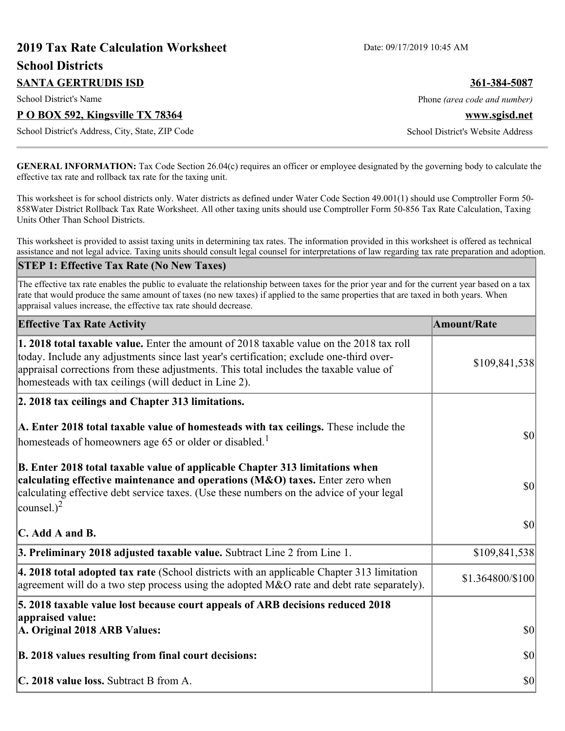# 2019 Tax Rate Calculation Worksheet

Date: 09/17/2019 10:45 AM

## School Districts

**SANTA GERTRUDIS ISD** | **361-384-5087**

School District's Name | Phone *(area code and number)*

**P O BOX 592, Kingsville TX 78364** | **www.sgisd.net**

School District's Address, City, State, ZIP Code | School District's Website Address

---

**GENERAL INFORMATION:** Tax Code Section 26.04(c) requires an officer or employee designated by the governing body to calculate the effective tax rate and rollback tax rate for the taxing unit.

This worksheet is for school districts only. Water districts as defined under Water Code Section 49.001(1) should use Comptroller Form 50-858Water District Rollback Tax Rate Worksheet. All other taxing units should use Comptroller Form 50-856 Tax Rate Calculation, Taxing Units Other Than School Districts.

This worksheet is provided to assist taxing units in determining tax rates. The information provided in this worksheet is offered as technical assistance and not legal advice. Taxing units should consult legal counsel for interpretations of law regarding tax rate preparation and adoption.

## STEP 1: Effective Tax Rate (No New Taxes)

The effective tax rate enables the public to evaluate the relationship between taxes for the prior year and for the current year based on a tax rate that would produce the same amount of taxes (no new taxes) if applied to the same properties that are taxed in both years. When appraisal values increase, the effective tax rate should decrease.

| Effective Tax Rate Activity | Amount/Rate |
|---|---|
| **1. 2018 total taxable value.** Enter the amount of 2018 taxable value on the 2018 tax roll today. Include any adjustments since last year's certification; exclude one-third over-appraisal corrections from these adjustments. This total includes the taxable value of homesteads with tax ceilings (will deduct in Line 2). | $109,841,538 |
| **2. 2018 tax ceilings and Chapter 313 limitations.** | |
| **A. Enter 2018 total taxable value of homesteads with tax ceilings.** These include the homesteads of homeowners age 65 or older or disabled.[1] | $0 |
| **B. Enter 2018 total taxable value of applicable Chapter 313 limitations when calculating effective maintenance and operations (M&O) taxes.** Enter zero when calculating effective debt service taxes. (Use these numbers on the advice of your legal counsel.)[2] | $0 |
| **C. Add A and B.** | $0 |
| **3. Preliminary 2018 adjusted taxable value.** Subtract Line 2 from Line 1. | $109,841,538 |
| **4. 2018 total adopted tax rate** (School districts with an applicable Chapter 313 limitation agreement will do a two step process using the adopted M&O rate and debt rate separately). | $1.364800/$100 |
| **5. 2018 taxable value lost because court appeals of ARB decisions reduced 2018 appraised value:** | |
| **A. Original 2018 ARB Values:** | $0 |
| **B. 2018 values resulting from final court decisions:** | $0 |
| **C. 2018 value loss.** Subtract B from A. | $0 |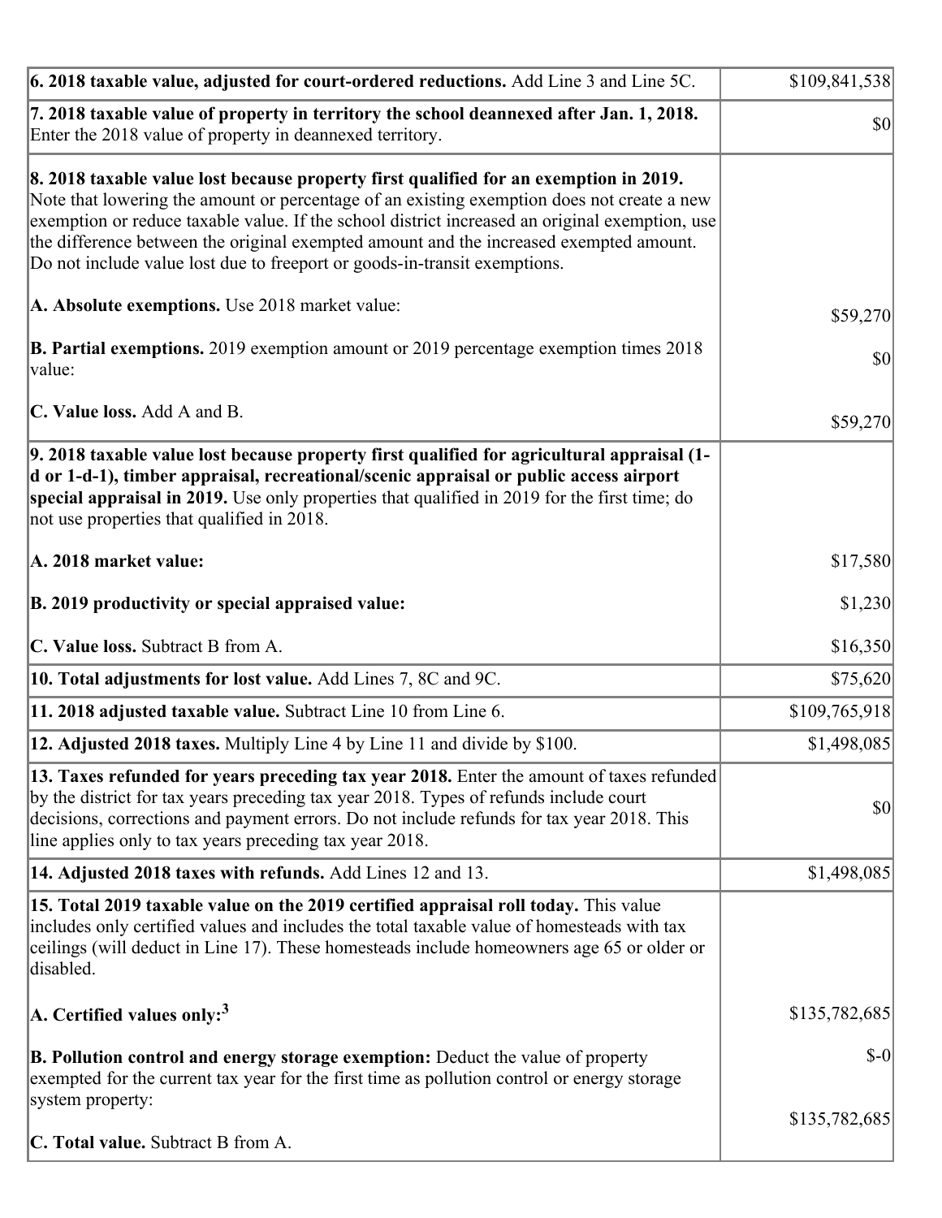| | |
|---|---|
| **6. 2018 taxable value, adjusted for court-ordered reductions.** Add Line 3 and Line 5C. | $109,841,538 |
| **7. 2018 taxable value of property in territory the school deannexed after Jan. 1, 2018.** Enter the 2018 value of property in deannexed territory. | $0 |
| **8. 2018 taxable value lost because property first qualified for an exemption in 2019.** Note that lowering the amount or percentage of an existing exemption does not create a new exemption or reduce taxable value. If the school district increased an original exemption, use the difference between the original exempted amount and the increased exempted amount. Do not include value lost due to freeport or goods-in-transit exemptions.<br><br>**A. Absolute exemptions.** Use 2018 market value:<br><br>**B. Partial exemptions.** 2019 exemption amount or 2019 percentage exemption times 2018 value:<br><br>**C. Value loss.** Add A and B. | <br><br><br><br><br>$59,270<br><br>$0<br><br>$59,270 |
| **9. 2018 taxable value lost because property first qualified for agricultural appraisal (1-d or 1-d-1), timber appraisal, recreational/scenic appraisal or public access airport special appraisal in 2019.** Use only properties that qualified in 2019 for the first time; do not use properties that qualified in 2018.<br><br>**A. 2018 market value:**<br><br>**B. 2019 productivity or special appraised value:**<br><br>**C. Value loss.** Subtract B from A. | <br><br><br><br>$17,580<br><br>$1,230<br><br>$16,350 |
| **10. Total adjustments for lost value.** Add Lines 7, 8C and 9C. | $75,620 |
| **11. 2018 adjusted taxable value.** Subtract Line 10 from Line 6. | $109,765,918 |
| **12. Adjusted 2018 taxes.** Multiply Line 4 by Line 11 and divide by $100. | $1,498,085 |
| **13. Taxes refunded for years preceding tax year 2018.** Enter the amount of taxes refunded by the district for tax years preceding tax year 2018. Types of refunds include court decisions, corrections and payment errors. Do not include refunds for tax year 2018. This line applies only to tax years preceding tax year 2018. | $0 |
| **14. Adjusted 2018 taxes with refunds.** Add Lines 12 and 13. | $1,498,085 |
| **15. Total 2019 taxable value on the 2019 certified appraisal roll today.** This value includes only certified values and includes the total taxable value of homesteads with tax ceilings (will deduct in Line 17). These homesteads include homeowners age 65 or older or disabled.<br><br>**A. Certified values only:**[3]<br><br>**B. Pollution control and energy storage exemption:** Deduct the value of property exempted for the current tax year for the first time as pollution control or energy storage system property:<br><br>**C. Total value.** Subtract B from A. | <br><br><br><br>$135,782,685<br><br>$-0<br><br>$135,782,685 |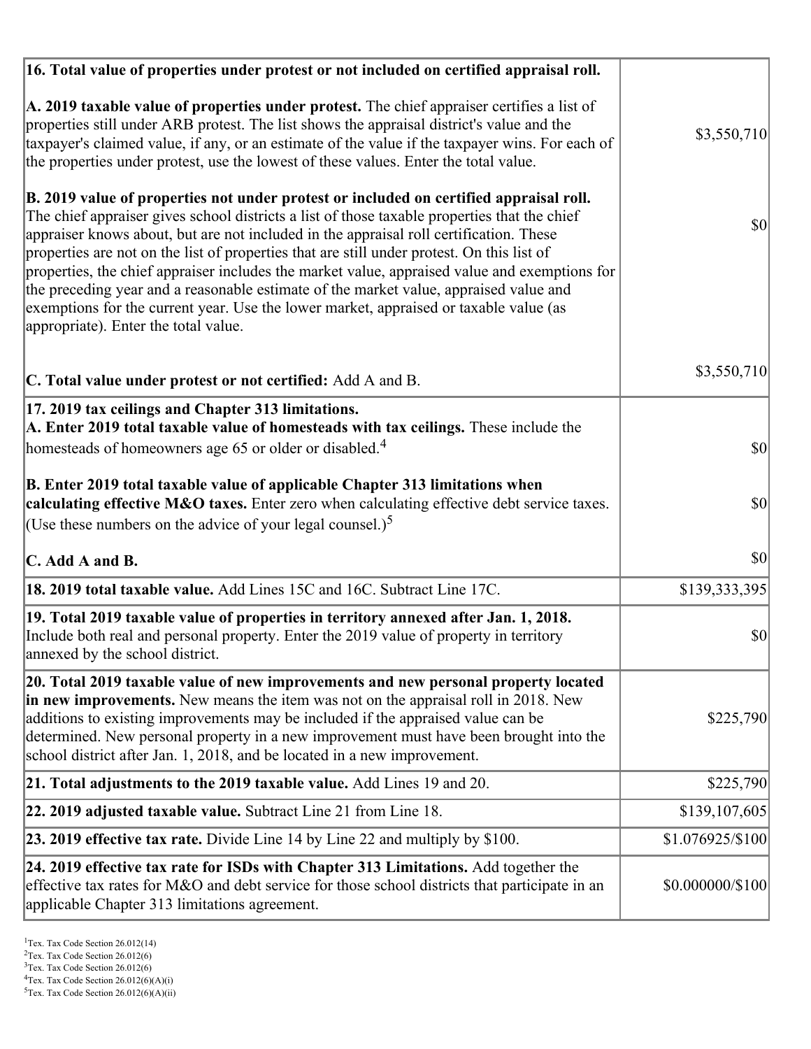| | |
|---|---|
| **16. Total value of properties under protest or not included on certified appraisal roll.** | |
| **A. 2019 taxable value of properties under protest.** The chief appraiser certifies a list of properties still under ARB protest. The list shows the appraisal district's value and the taxpayer's claimed value, if any, or an estimate of the value if the taxpayer wins. For each of the properties under protest, use the lowest of these values. Enter the total value. | $3,550,710 |
| **B. 2019 value of properties not under protest or included on certified appraisal roll.** The chief appraiser gives school districts a list of those taxable properties that the chief appraiser knows about, but are not included in the appraisal roll certification. These properties are not on the list of properties that are still under protest. On this list of properties, the chief appraiser includes the market value, appraised value and exemptions for the preceding year and a reasonable estimate of the market value, appraised value and exemptions for the current year. Use the lower market, appraised or taxable value (as appropriate). Enter the total value. | $0 |
| **C. Total value under protest or not certified:** Add A and B. | $3,550,710 |
| **17. 2019 tax ceilings and Chapter 313 limitations.** | |
| **A. Enter 2019 total taxable value of homesteads with tax ceilings.** These include the homesteads of homeowners age 65 or older or disabled.[4] | $0 |
| **B. Enter 2019 total taxable value of applicable Chapter 313 limitations when calculating effective M&O taxes.** Enter zero when calculating effective debt service taxes. (Use these numbers on the advice of your legal counsel.)[5] | $0 |
| **C. Add A and B.** | $0 |
| **18. 2019 total taxable value.** Add Lines 15C and 16C. Subtract Line 17C. | $139,333,395 |
| **19. Total 2019 taxable value of properties in territory annexed after Jan. 1, 2018.** Include both real and personal property. Enter the 2019 value of property in territory annexed by the school district. | $0 |
| **20. Total 2019 taxable value of new improvements and new personal property located in new improvements.** New means the item was not on the appraisal roll in 2018. New additions to existing improvements may be included if the appraised value can be determined. New personal property in a new improvement must have been brought into the school district after Jan. 1, 2018, and be located in a new improvement. | $225,790 |
| **21. Total adjustments to the 2019 taxable value.** Add Lines 19 and 20. | $225,790 |
| **22. 2019 adjusted taxable value.** Subtract Line 21 from Line 18. | $139,107,605 |
| **23. 2019 effective tax rate.** Divide Line 14 by Line 22 and multiply by $100. | $1.076925/$100 |
| **24. 2019 effective tax rate for ISDs with Chapter 313 Limitations.** Add together the effective tax rates for M&O and debt service for those school districts that participate in an applicable Chapter 313 limitations agreement. | $0.000000/$100 |

[1] Tex. Tax Code Section 26.012(14)
[2] Tex. Tax Code Section 26.012(6)
[3] Tex. Tax Code Section 26.012(6)
[4] Tex. Tax Code Section 26.012(6)(A)(i)
[5] Tex. Tax Code Section 26.012(6)(A)(ii)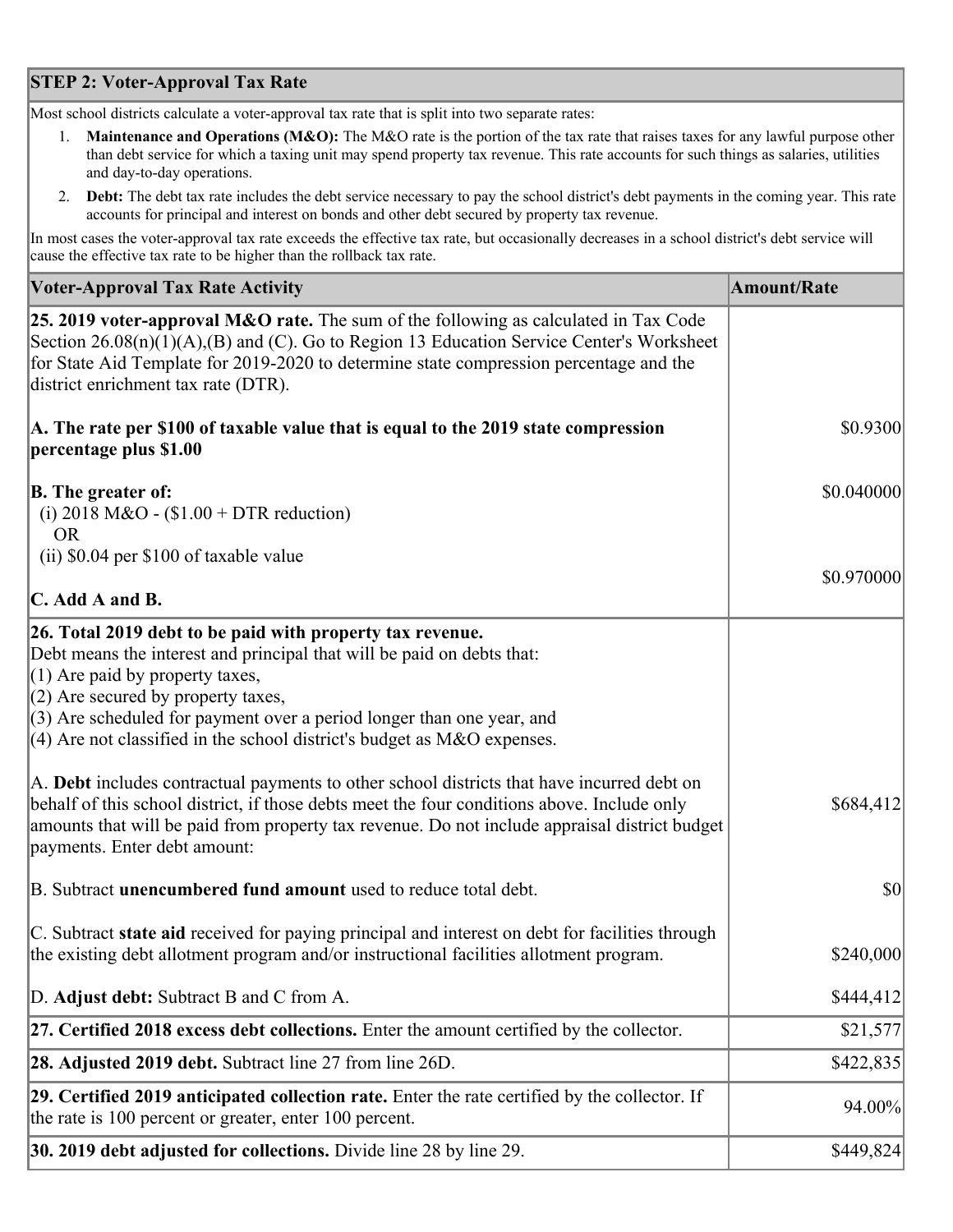## STEP 2: Voter-Approval Tax Rate

Most school districts calculate a voter-approval tax rate that is split into two separate rates:

1. **Maintenance and Operations (M&O):** The M&O rate is the portion of the tax rate that raises taxes for any lawful purpose other than debt service for which a taxing unit may spend property tax revenue. This rate accounts for such things as salaries, utilities and day-to-day operations.
2. **Debt:** The debt tax rate includes the debt service necessary to pay the school district's debt payments in the coming year. This rate accounts for principal and interest on bonds and other debt secured by property tax revenue.

In most cases the voter-approval tax rate exceeds the effective tax rate, but occasionally decreases in a school district's debt service will cause the effective tax rate to be higher than the rollback tax rate.

| Voter-Approval Tax Rate Activity | Amount/Rate |
|---|---|
| **25. 2019 voter-approval M&O rate.** The sum of the following as calculated in Tax Code Section 26.08(n)(1)(A),(B) and (C). Go to Region 13 Education Service Center's Worksheet for State Aid Template for 2019-2020 to determine state compression percentage and the district enrichment tax rate (DTR). | |
| **A. The rate per $100 of taxable value that is equal to the 2019 state compression percentage plus $1.00** | $0.9300 |
| **B. The greater of:**<br>(i) 2018 M&O - ($1.00 + DTR reduction)<br>OR<br>(ii) $0.04 per $100 of taxable value | $0.040000 |
| **C. Add A and B.** | $0.970000 |
| **26. Total 2019 debt to be paid with property tax revenue.**<br>Debt means the interest and principal that will be paid on debts that:<br>(1) Are paid by property taxes,<br>(2) Are secured by property taxes,<br>(3) Are scheduled for payment over a period longer than one year, and<br>(4) Are not classified in the school district's budget as M&O expenses. | |
| A. **Debt** includes contractual payments to other school districts that have incurred debt on behalf of this school district, if those debts meet the four conditions above. Include only amounts that will be paid from property tax revenue. Do not include appraisal district budget payments. Enter debt amount: | $684,412 |
| B. Subtract **unencumbered fund amount** used to reduce total debt. | $0 |
| C. Subtract **state aid** received for paying principal and interest on debt for facilities through the existing debt allotment program and/or instructional facilities allotment program. | $240,000 |
| D. **Adjust debt:** Subtract B and C from A. | $444,412 |
| **27. Certified 2018 excess debt collections.** Enter the amount certified by the collector. | $21,577 |
| **28. Adjusted 2019 debt.** Subtract line 27 from line 26D. | $422,835 |
| **29. Certified 2019 anticipated collection rate.** Enter the rate certified by the collector. If the rate is 100 percent or greater, enter 100 percent. | 94.00% |
| **30. 2019 debt adjusted for collections.** Divide line 28 by line 29. | $449,824 |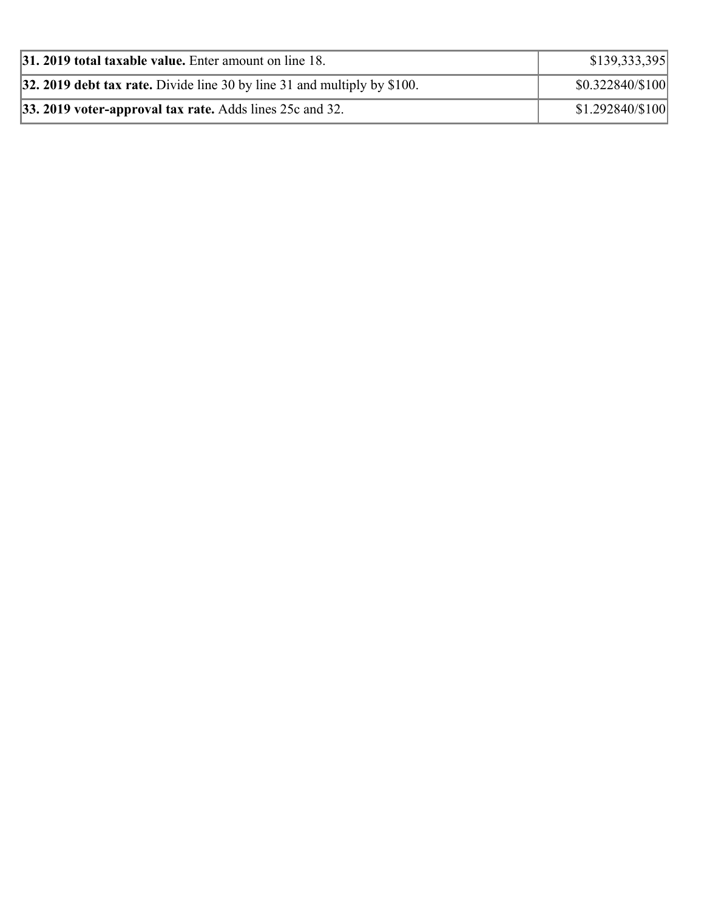| | |
|---|---|
| **31. 2019 total taxable value.** Enter amount on line 18. | $139,333,395 |
| **32. 2019 debt tax rate.** Divide line 30 by line 31 and multiply by $100. | $0.322840/$100 |
| **33. 2019 voter-approval tax rate.** Adds lines 25c and 32. | $1.292840/$100 |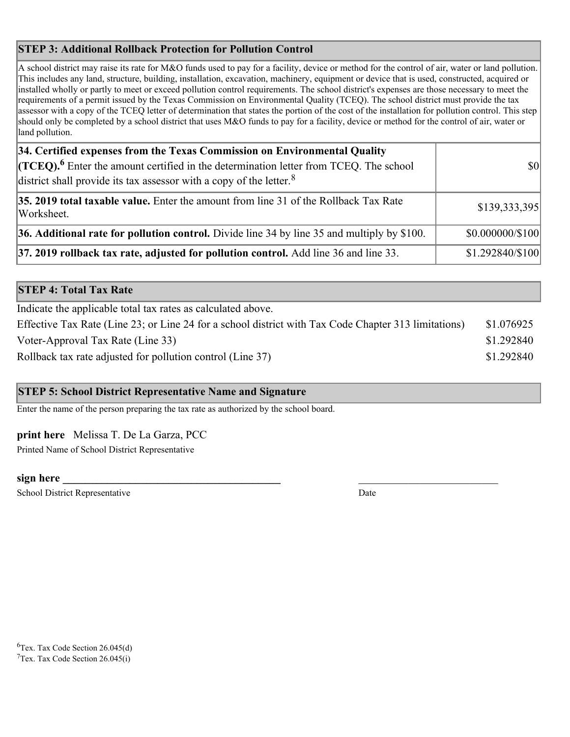## STEP 3: Additional Rollback Protection for Pollution Control

A school district may raise its rate for M&O funds used to pay for a facility, device or method for the control of air, water or land pollution. This includes any land, structure, building, installation, excavation, machinery, equipment or device that is used, constructed, acquired or installed wholly or partly to meet or exceed pollution control requirements. The school district's expenses are those necessary to meet the requirements of a permit issued by the Texas Commission on Environmental Quality (TCEQ). The school district must provide the tax assessor with a copy of the TCEQ letter of determination that states the portion of the cost of the installation for pollution control. This step should only be completed by a school district that uses M&O funds to pay for a facility, device or method for the control of air, water or land pollution.

| | |
|---|---|
| **34. Certified expenses from the Texas Commission on Environmental Quality (TCEQ).**[6] Enter the amount certified in the determination letter from TCEQ. The school district shall provide its tax assessor with a copy of the letter.[8] | $0 |
| **35. 2019 total taxable value.** Enter the amount from line 31 of the Rollback Tax Rate Worksheet. | $139,333,395 |
| **36. Additional rate for pollution control.** Divide line 34 by line 35 and multiply by $100. | $0.000000/$100 |
| **37. 2019 rollback tax rate, adjusted for pollution control.** Add line 36 and line 33. | $1.292840/$100 |

## STEP 4: Total Tax Rate

Indicate the applicable total tax rates as calculated above.

| | |
|---|---|
| Effective Tax Rate (Line 23; or Line 24 for a school district with Tax Code Chapter 313 limitations) | $1.076925 |
| Voter-Approval Tax Rate (Line 33) | $1.292840 |
| Rollback tax rate adjusted for pollution control (Line 37) | $1.292840 |

## STEP 5: School District Representative Name and Signature

Enter the name of the person preparing the tax rate as authorized by the school board.

**print here** Melissa T. De La Garza, PCC

Printed Name of School District Representative

**sign here** ________________________________________ ___________________________

School District Representative Date

[6]Tex. Tax Code Section 26.045(d)

[7]Tex. Tax Code Section 26.045(i)